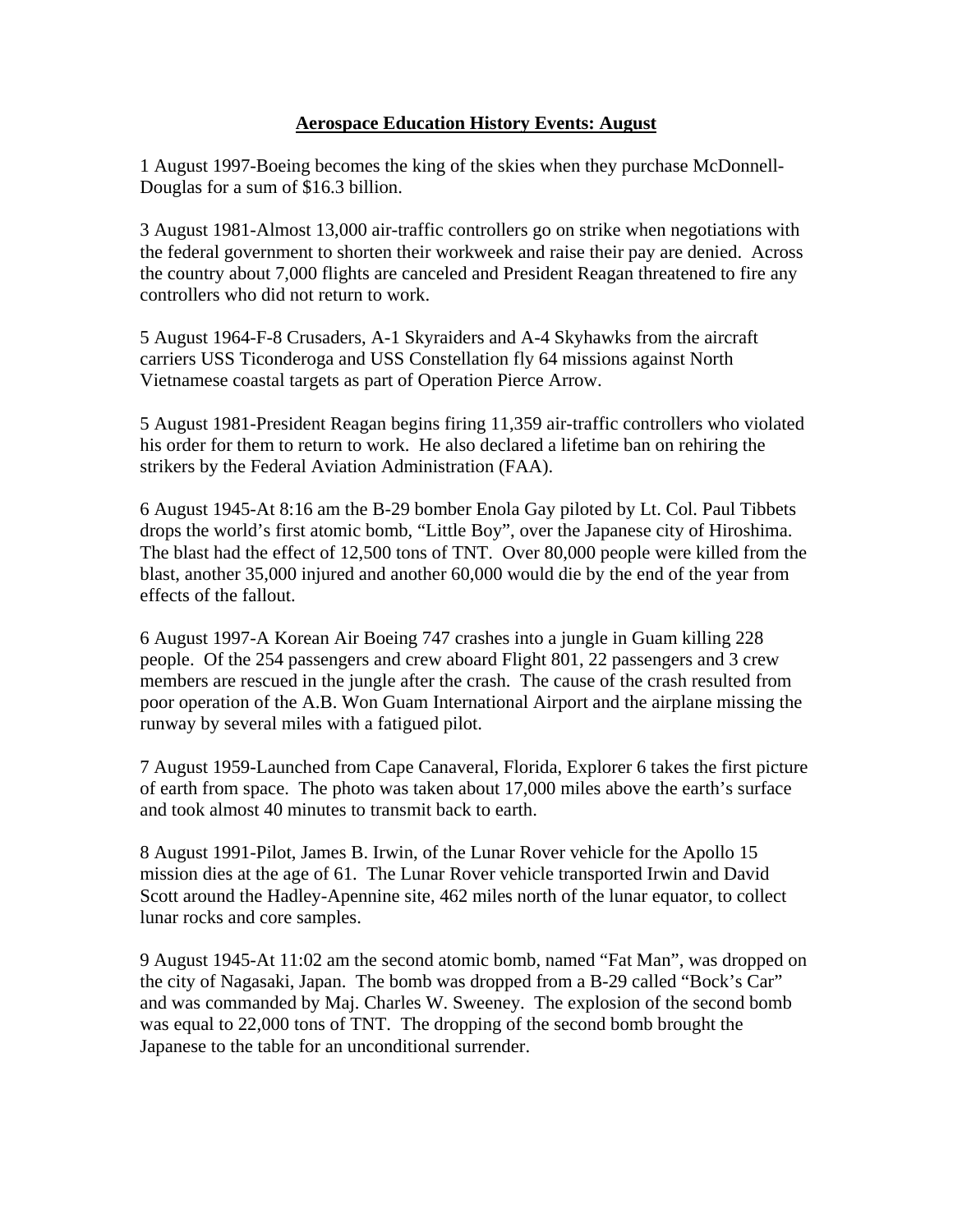# **Aerospace Education History Events: August**

1 August 1997-Boeing becomes the king of the skies when they purchase McDonnell-Douglas for a sum of $16.3 billion.

3 August 1981-Almost 13,000 air-traffic controllers go on strike when negotiations with the federal government to shorten their workweek and raise their pay are denied. Across the country about 7,000 flights are canceled and President Reagan threatened to fire any controllers who did not return to work.

5 August 1964-F-8 Crusaders, A-1 Skyraiders and A-4 Skyhawks from the aircraft carriers USS Ticonderoga and USS Constellation fly 64 missions against North Vietnamese coastal targets as part of Operation Pierce Arrow.

5 August 1981-President Reagan begins firing 11,359 air-traffic controllers who violated his order for them to return to work. He also declared a lifetime ban on rehiring the strikers by the Federal Aviation Administration (FAA).

6 August 1945-At 8:16 am the B-29 bomber Enola Gay piloted by Lt. Col. Paul Tibbets drops the world's first atomic bomb, "Little Boy", over the Japanese city of Hiroshima. The blast had the effect of 12,500 tons of TNT. Over 80,000 people were killed from the blast, another 35,000 injured and another 60,000 would die by the end of the year from effects of the fallout.

6 August 1997-A Korean Air Boeing 747 crashes into a jungle in Guam killing 228 people. Of the 254 passengers and crew aboard Flight 801, 22 passengers and 3 crew members are rescued in the jungle after the crash. The cause of the crash resulted from poor operation of the A.B. Won Guam International Airport and the airplane missing the runway by several miles with a fatigued pilot.

7 August 1959-Launched from Cape Canaveral, Florida, Explorer 6 takes the first picture of earth from space. The photo was taken about 17,000 miles above the earth's surface and took almost 40 minutes to transmit back to earth.

8 August 1991-Pilot, James B. Irwin, of the Lunar Rover vehicle for the Apollo 15 mission dies at the age of 61. The Lunar Rover vehicle transported Irwin and David Scott around the Hadley-Apennine site, 462 miles north of the lunar equator, to collect lunar rocks and core samples.

9 August 1945-At 11:02 am the second atomic bomb, named "Fat Man", was dropped on the city of Nagasaki, Japan. The bomb was dropped from a B-29 called "Bock's Car" and was commanded by Maj. Charles W. Sweeney. The explosion of the second bomb was equal to 22,000 tons of TNT. The dropping of the second bomb brought the Japanese to the table for an unconditional surrender.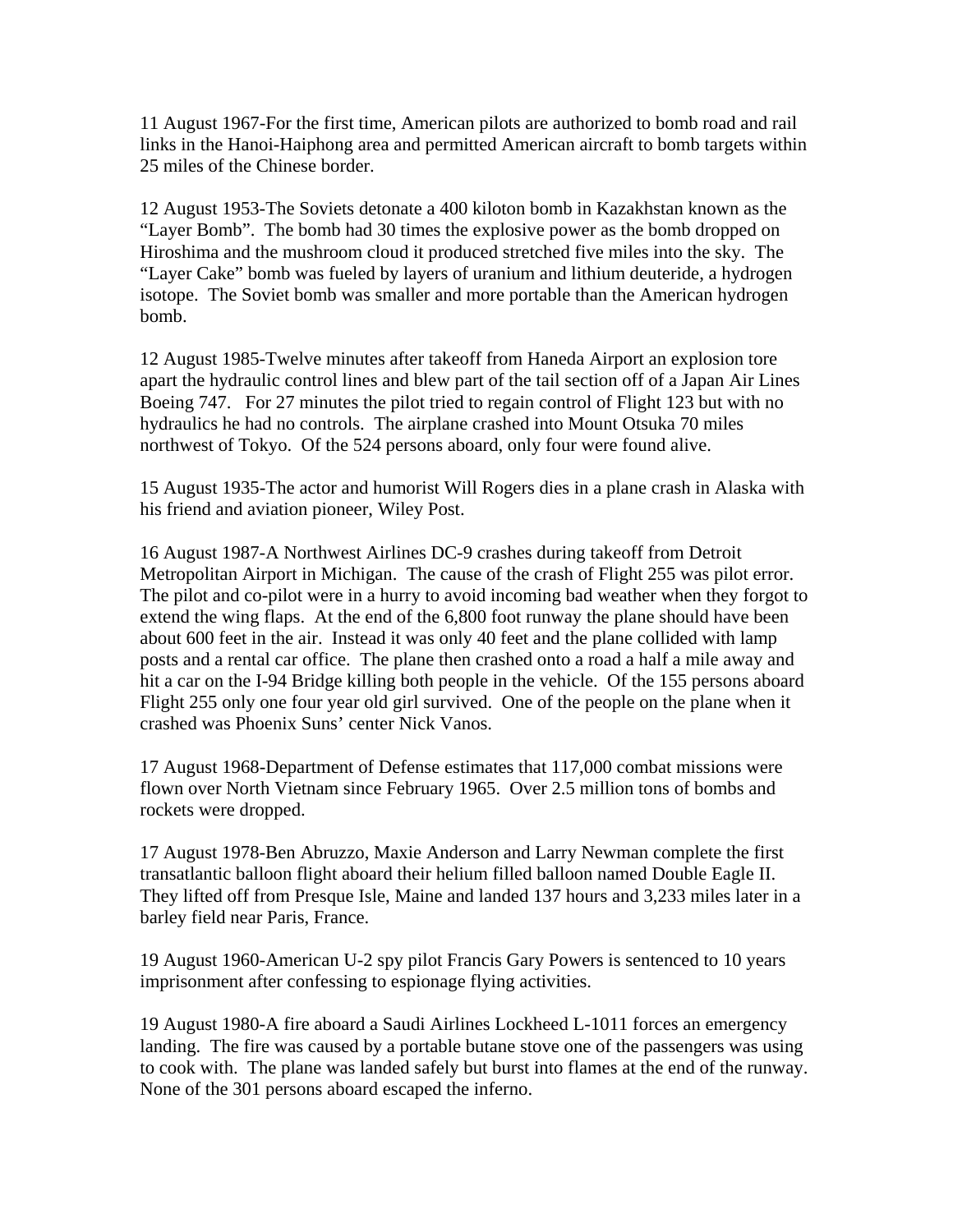11 August 1967-For the first time, American pilots are authorized to bomb road and rail links in the Hanoi-Haiphong area and permitted American aircraft to bomb targets within 25 miles of the Chinese border.

12 August 1953-The Soviets detonate a 400 kiloton bomb in Kazakhstan known as the "Layer Bomb". The bomb had 30 times the explosive power as the bomb dropped on Hiroshima and the mushroom cloud it produced stretched five miles into the sky. The "Layer Cake" bomb was fueled by layers of uranium and lithium deuteride, a hydrogen isotope. The Soviet bomb was smaller and more portable than the American hydrogen bomb.

12 August 1985-Twelve minutes after takeoff from Haneda Airport an explosion tore apart the hydraulic control lines and blew part of the tail section off of a Japan Air Lines Boeing 747. For 27 minutes the pilot tried to regain control of Flight 123 but with no hydraulics he had no controls. The airplane crashed into Mount Otsuka 70 miles northwest of Tokyo. Of the 524 persons aboard, only four were found alive.

15 August 1935-The actor and humorist Will Rogers dies in a plane crash in Alaska with his friend and aviation pioneer, Wiley Post.

16 August 1987-A Northwest Airlines DC-9 crashes during takeoff from Detroit Metropolitan Airport in Michigan. The cause of the crash of Flight 255 was pilot error. The pilot and co-pilot were in a hurry to avoid incoming bad weather when they forgot to extend the wing flaps. At the end of the 6,800 foot runway the plane should have been about 600 feet in the air. Instead it was only 40 feet and the plane collided with lamp posts and a rental car office. The plane then crashed onto a road a half a mile away and hit a car on the I-94 Bridge killing both people in the vehicle. Of the 155 persons aboard Flight 255 only one four year old girl survived. One of the people on the plane when it crashed was Phoenix Suns' center Nick Vanos.

17 August 1968-Department of Defense estimates that 117,000 combat missions were flown over North Vietnam since February 1965. Over 2.5 million tons of bombs and rockets were dropped.

17 August 1978-Ben Abruzzo, Maxie Anderson and Larry Newman complete the first transatlantic balloon flight aboard their helium filled balloon named Double Eagle II. They lifted off from Presque Isle, Maine and landed 137 hours and 3,233 miles later in a barley field near Paris, France.

19 August 1960-American U-2 spy pilot Francis Gary Powers is sentenced to 10 years imprisonment after confessing to espionage flying activities.

19 August 1980-A fire aboard a Saudi Airlines Lockheed L-1011 forces an emergency landing. The fire was caused by a portable butane stove one of the passengers was using to cook with. The plane was landed safely but burst into flames at the end of the runway. None of the 301 persons aboard escaped the inferno.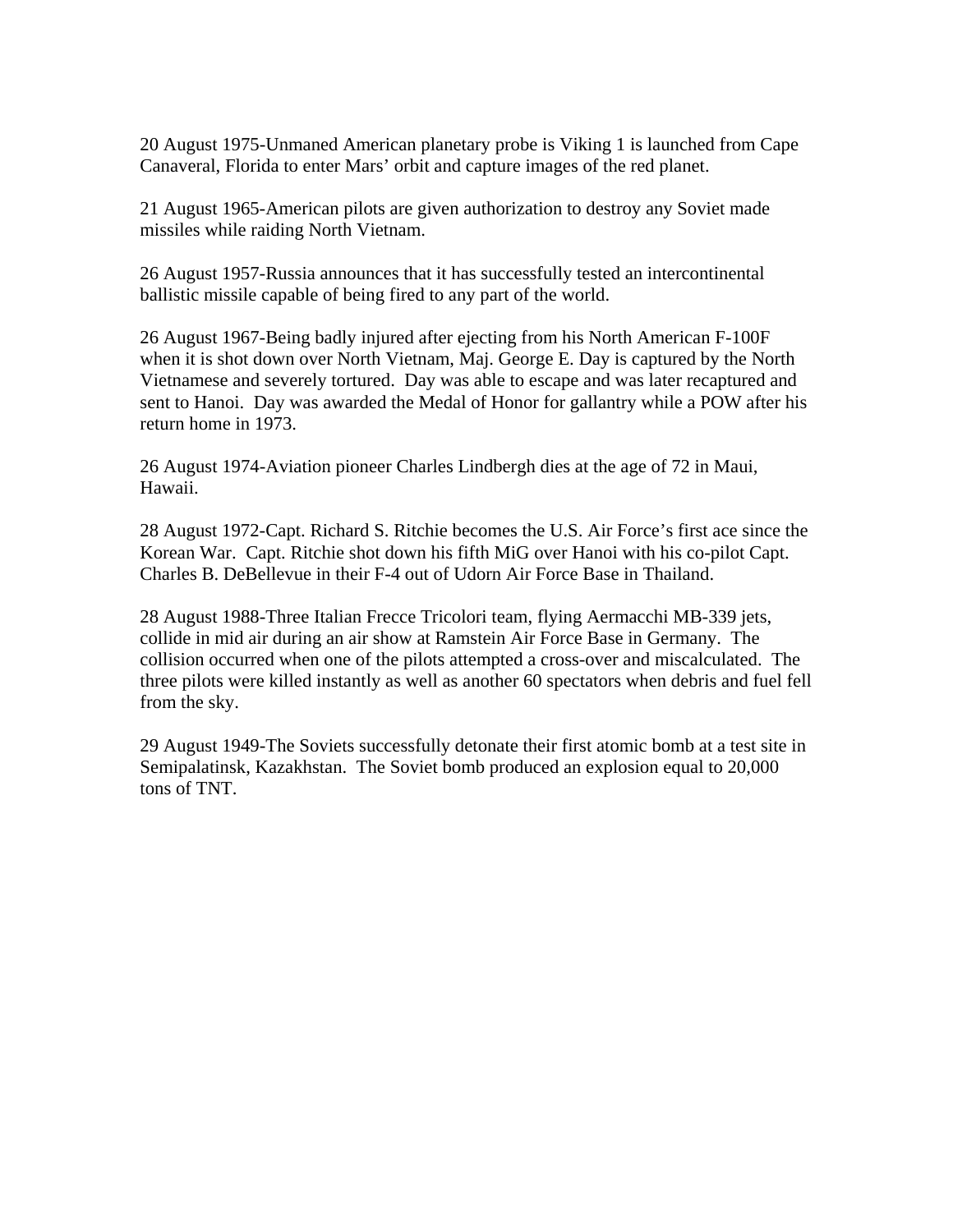20 August 1975-Unmaned American planetary probe is Viking 1 is launched from Cape Canaveral, Florida to enter Mars' orbit and capture images of the red planet.

21 August 1965-American pilots are given authorization to destroy any Soviet made missiles while raiding North Vietnam.

26 August 1957-Russia announces that it has successfully tested an intercontinental ballistic missile capable of being fired to any part of the world.

26 August 1967-Being badly injured after ejecting from his North American F-100F when it is shot down over North Vietnam, Maj. George E. Day is captured by the North Vietnamese and severely tortured. Day was able to escape and was later recaptured and sent to Hanoi. Day was awarded the Medal of Honor for gallantry while a POW after his return home in 1973.

26 August 1974-Aviation pioneer Charles Lindbergh dies at the age of 72 in Maui, Hawaii.

28 August 1972-Capt. Richard S. Ritchie becomes the U.S. Air Force's first ace since the Korean War. Capt. Ritchie shot down his fifth MiG over Hanoi with his co-pilot Capt. Charles B. DeBellevue in their F-4 out of Udorn Air Force Base in Thailand.

28 August 1988-Three Italian Frecce Tricolori team, flying Aermacchi MB-339 jets, collide in mid air during an air show at Ramstein Air Force Base in Germany. The collision occurred when one of the pilots attempted a cross-over and miscalculated. The three pilots were killed instantly as well as another 60 spectators when debris and fuel fell from the sky.

29 August 1949-The Soviets successfully detonate their first atomic bomb at a test site in Semipalatinsk, Kazakhstan. The Soviet bomb produced an explosion equal to 20,000 tons of TNT.